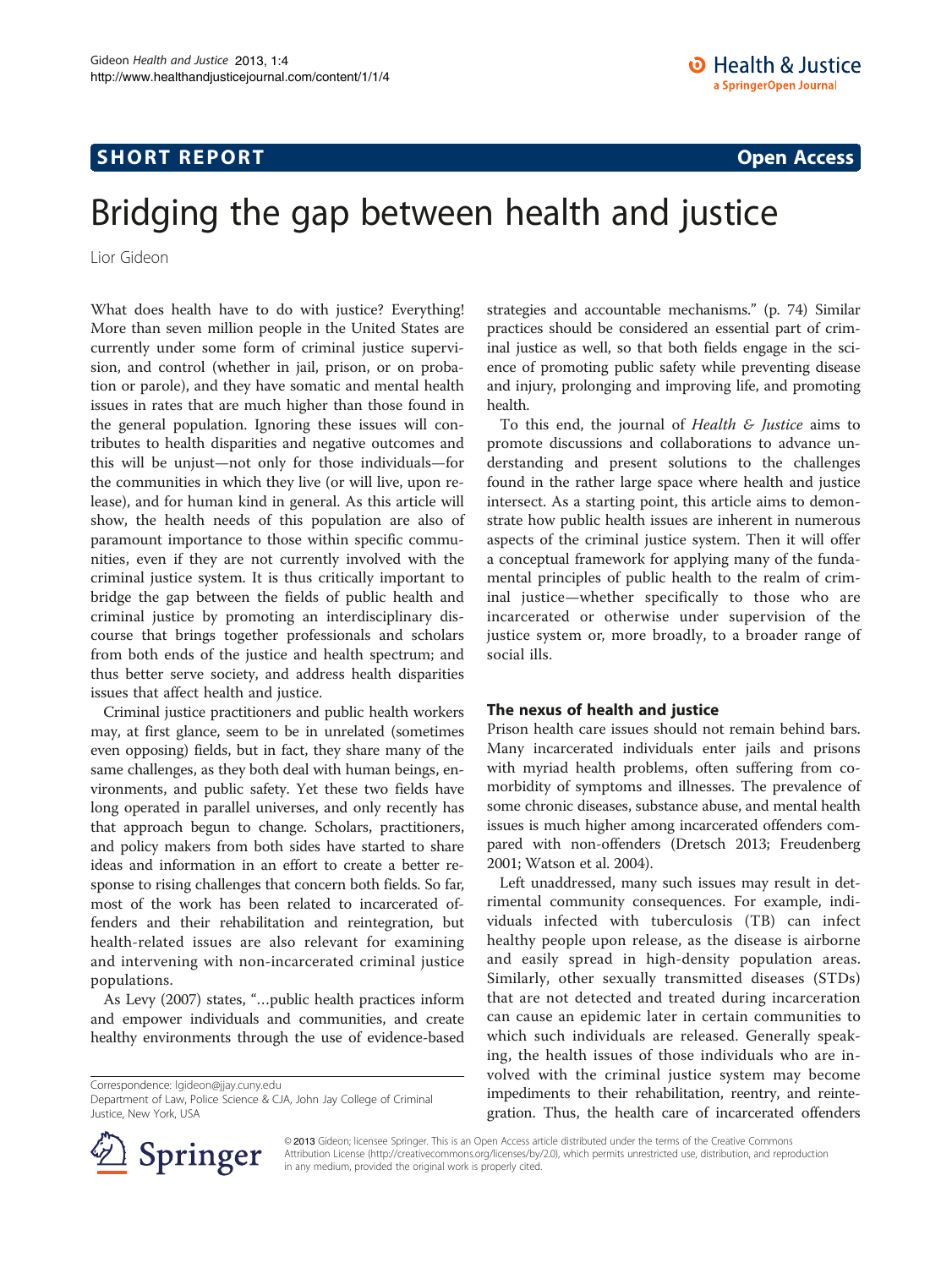SHORT REPORT

Open Access

# Bridging the gap between health and justice

Lior Gideon

What does health have to do with justice? Everything! More than seven million people in the United States are currently under some form of criminal justice supervision, and control (whether in jail, prison, or on probation or parole), and they have somatic and mental health issues in rates that are much higher than those found in the general population. Ignoring these issues will contributes to health disparities and negative outcomes and this will be unjust—not only for those individuals—for the communities in which they live (or will live, upon release), and for human kind in general. As this article will show, the health needs of this population are also of paramount importance to those within specific communities, even if they are not currently involved with the criminal justice system. It is thus critically important to bridge the gap between the fields of public health and criminal justice by promoting an interdisciplinary discourse that brings together professionals and scholars from both ends of the justice and health spectrum; and thus better serve society, and address health disparities issues that affect health and justice.

Criminal justice practitioners and public health workers may, at first glance, seem to be in unrelated (sometimes even opposing) fields, but in fact, they share many of the same challenges, as they both deal with human beings, environments, and public safety. Yet these two fields have long operated in parallel universes, and only recently has that approach begun to change. Scholars, practitioners, and policy makers from both sides have started to share ideas and information in an effort to create a better response to rising challenges that concern both fields. So far, most of the work has been related to incarcerated offenders and their rehabilitation and reintegration, but health-related issues are also relevant for examining and intervening with non-incarcerated criminal justice populations.

As Levy (2007) states, "…public health practices inform and empower individuals and communities, and create healthy environments through the use of evidence-based strategies and accountable mechanisms." (p. 74) Similar practices should be considered an essential part of criminal justice as well, so that both fields engage in the science of promoting public safety while preventing disease and injury, prolonging and improving life, and promoting health.

To this end, the journal of *Health & Justice* aims to promote discussions and collaborations to advance understanding and present solutions to the challenges found in the rather large space where health and justice intersect. As a starting point, this article aims to demonstrate how public health issues are inherent in numerous aspects of the criminal justice system. Then it will offer a conceptual framework for applying many of the fundamental principles of public health to the realm of criminal justice—whether specifically to those who are incarcerated or otherwise under supervision of the justice system or, more broadly, to a broader range of social ills.

## The nexus of health and justice

Prison health care issues should not remain behind bars. Many incarcerated individuals enter jails and prisons with myriad health problems, often suffering from comorbidity of symptoms and illnesses. The prevalence of some chronic diseases, substance abuse, and mental health issues is much higher among incarcerated offenders compared with non-offenders (Dretsch 2013; Freudenberg 2001; Watson et al. 2004).

Left unaddressed, many such issues may result in detrimental community consequences. For example, individuals infected with tuberculosis (TB) can infect healthy people upon release, as the disease is airborne and easily spread in high-density population areas. Similarly, other sexually transmitted diseases (STDs) that are not detected and treated during incarceration can cause an epidemic later in certain communities to which such individuals are released. Generally speaking, the health issues of those individuals who are involved with the criminal justice system may become impediments to their rehabilitation, reentry, and reintegration. Thus, the health care of incarcerated offenders

Correspondence: lgideon@jjay.cuny.edu
Department of Law, Police Science & CJA, John Jay College of Criminal Justice, New York, USA

© 2013 Gideon; licensee Springer. This is an Open Access article distributed under the terms of the Creative Commons Attribution License (http://creativecommons.org/licenses/by/2.0), which permits unrestricted use, distribution, and reproduction in any medium, provided the original work is properly cited.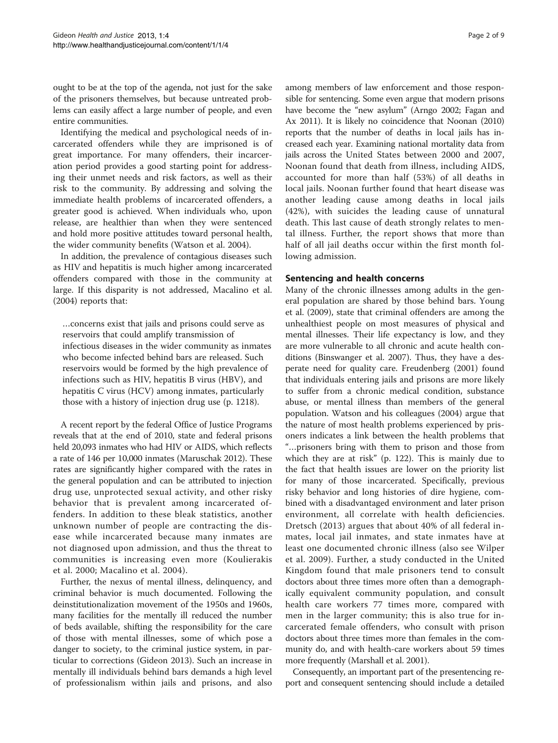ought to be at the top of the agenda, not just for the sake of the prisoners themselves, but because untreated problems can easily affect a large number of people, and even entire communities.

Identifying the medical and psychological needs of incarcerated offenders while they are imprisoned is of great importance. For many offenders, their incarceration period provides a good starting point for addressing their unmet needs and risk factors, as well as their risk to the community. By addressing and solving the immediate health problems of incarcerated offenders, a greater good is achieved. When individuals who, upon release, are healthier than when they were sentenced and hold more positive attitudes toward personal health, the wider community benefits (Watson et al. 2004).

In addition, the prevalence of contagious diseases such as HIV and hepatitis is much higher among incarcerated offenders compared with those in the community at large. If this disparity is not addressed, Macalino et al. (2004) reports that:

> …concerns exist that jails and prisons could serve as reservoirs that could amplify transmission of infectious diseases in the wider community as inmates who become infected behind bars are released. Such reservoirs would be formed by the high prevalence of infections such as HIV, hepatitis B virus (HBV), and hepatitis C virus (HCV) among inmates, particularly those with a history of injection drug use (p. 1218).

A recent report by the federal Office of Justice Programs reveals that at the end of 2010, state and federal prisons held 20,093 inmates who had HIV or AIDS, which reflects a rate of 146 per 10,000 inmates (Maruschak 2012). These rates are significantly higher compared with the rates in the general population and can be attributed to injection drug use, unprotected sexual activity, and other risky behavior that is prevalent among incarcerated offenders. In addition to these bleak statistics, another unknown number of people are contracting the disease while incarcerated because many inmates are not diagnosed upon admission, and thus the threat to communities is increasing even more (Koulierakis et al. 2000; Macalino et al. 2004).

Further, the nexus of mental illness, delinquency, and criminal behavior is much documented. Following the deinstitutionalization movement of the 1950s and 1960s, many facilities for the mentally ill reduced the number of beds available, shifting the responsibility for the care of those with mental illnesses, some of which pose a danger to society, to the criminal justice system, in particular to corrections (Gideon 2013). Such an increase in mentally ill individuals behind bars demands a high level of professionalism within jails and prisons, and also among members of law enforcement and those responsible for sentencing. Some even argue that modern prisons have become the "new asylum" (Arngo 2002; Fagan and Ax 2011). It is likely no coincidence that Noonan (2010) reports that the number of deaths in local jails has increased each year. Examining national mortality data from jails across the United States between 2000 and 2007, Noonan found that death from illness, including AIDS, accounted for more than half (53%) of all deaths in local jails. Noonan further found that heart disease was another leading cause among deaths in local jails (42%), with suicides the leading cause of unnatural death. This last cause of death strongly relates to mental illness. Further, the report shows that more than half of all jail deaths occur within the first month following admission.

## Sentencing and health concerns

Many of the chronic illnesses among adults in the general population are shared by those behind bars. Young et al. (2009), state that criminal offenders are among the unhealthiest people on most measures of physical and mental illnesses. Their life expectancy is low, and they are more vulnerable to all chronic and acute health conditions (Binswanger et al. 2007). Thus, they have a desperate need for quality care. Freudenberg (2001) found that individuals entering jails and prisons are more likely to suffer from a chronic medical condition, substance abuse, or mental illness than members of the general population. Watson and his colleagues (2004) argue that the nature of most health problems experienced by prisoners indicates a link between the health problems that "…prisoners bring with them to prison and those from which they are at risk" (p. 122). This is mainly due to the fact that health issues are lower on the priority list for many of those incarcerated. Specifically, previous risky behavior and long histories of dire hygiene, combined with a disadvantaged environment and later prison environment, all correlate with health deficiencies. Dretsch (2013) argues that about 40% of all federal inmates, local jail inmates, and state inmates have at least one documented chronic illness (also see Wilper et al. 2009). Further, a study conducted in the United Kingdom found that male prisoners tend to consult doctors about three times more often than a demographically equivalent community population, and consult health care workers 77 times more, compared with men in the larger community; this is also true for incarcerated female offenders, who consult with prison doctors about three times more than females in the community do, and with health-care workers about 59 times more frequently (Marshall et al. 2001).

Consequently, an important part of the presentencing report and consequent sentencing should include a detailed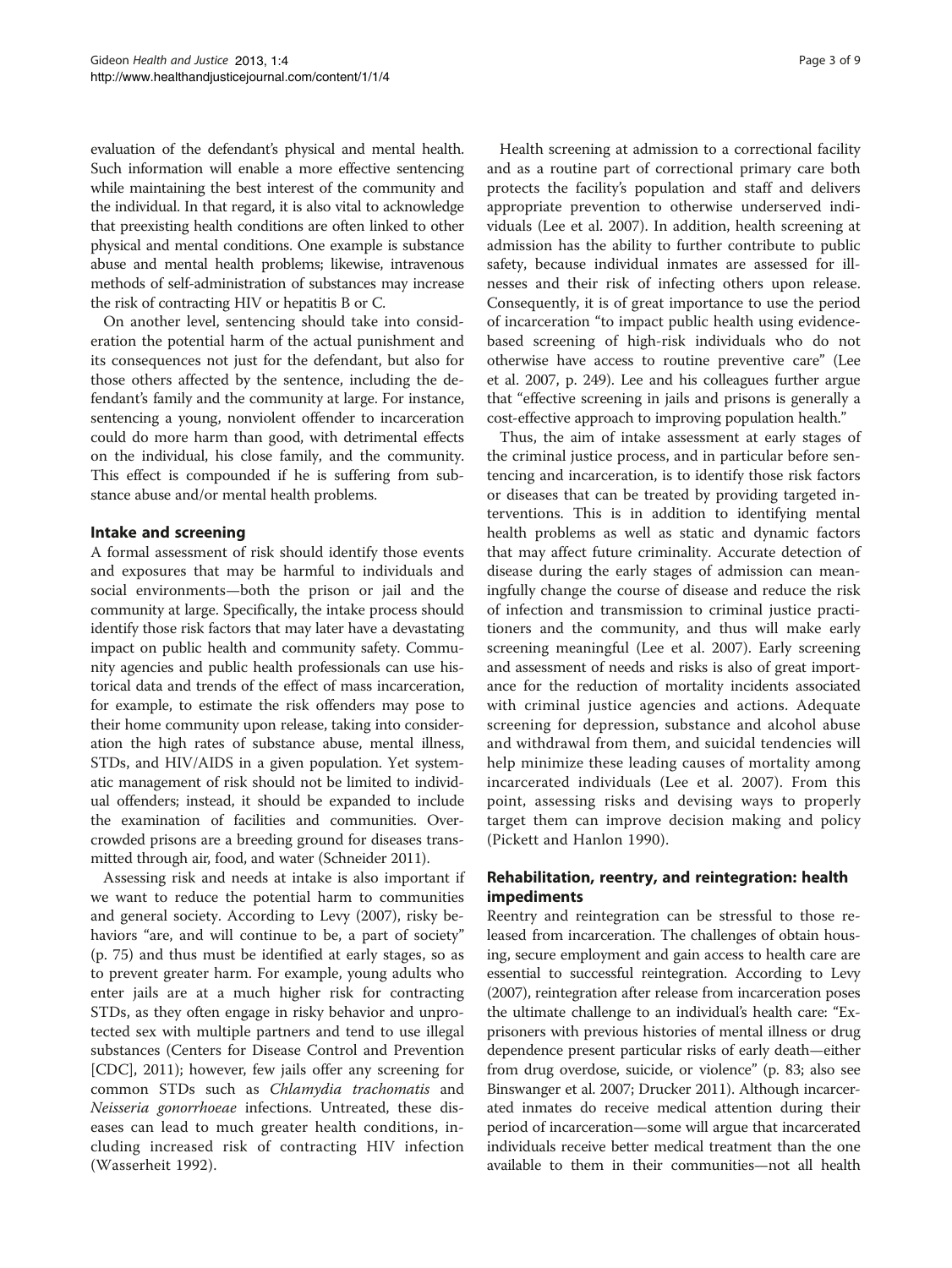evaluation of the defendant's physical and mental health. Such information will enable a more effective sentencing while maintaining the best interest of the community and the individual. In that regard, it is also vital to acknowledge that preexisting health conditions are often linked to other physical and mental conditions. One example is substance abuse and mental health problems; likewise, intravenous methods of self-administration of substances may increase the risk of contracting HIV or hepatitis B or C.

On another level, sentencing should take into consideration the potential harm of the actual punishment and its consequences not just for the defendant, but also for those others affected by the sentence, including the defendant's family and the community at large. For instance, sentencing a young, nonviolent offender to incarceration could do more harm than good, with detrimental effects on the individual, his close family, and the community. This effect is compounded if he is suffering from substance abuse and/or mental health problems.

## Intake and screening

A formal assessment of risk should identify those events and exposures that may be harmful to individuals and social environments—both the prison or jail and the community at large. Specifically, the intake process should identify those risk factors that may later have a devastating impact on public health and community safety. Community agencies and public health professionals can use historical data and trends of the effect of mass incarceration, for example, to estimate the risk offenders may pose to their home community upon release, taking into consideration the high rates of substance abuse, mental illness, STDs, and HIV/AIDS in a given population. Yet systematic management of risk should not be limited to individual offenders; instead, it should be expanded to include the examination of facilities and communities. Overcrowded prisons are a breeding ground for diseases transmitted through air, food, and water (Schneider 2011).

Assessing risk and needs at intake is also important if we want to reduce the potential harm to communities and general society. According to Levy (2007), risky behaviors "are, and will continue to be, a part of society" (p. 75) and thus must be identified at early stages, so as to prevent greater harm. For example, young adults who enter jails are at a much higher risk for contracting STDs, as they often engage in risky behavior and unprotected sex with multiple partners and tend to use illegal substances (Centers for Disease Control and Prevention [CDC], 2011); however, few jails offer any screening for common STDs such as *Chlamydia trachomatis* and *Neisseria gonorrhoeae* infections. Untreated, these diseases can lead to much greater health conditions, including increased risk of contracting HIV infection (Wasserheit 1992).

Health screening at admission to a correctional facility and as a routine part of correctional primary care both protects the facility's population and staff and delivers appropriate prevention to otherwise underserved individuals (Lee et al. 2007). In addition, health screening at admission has the ability to further contribute to public safety, because individual inmates are assessed for illnesses and their risk of infecting others upon release. Consequently, it is of great importance to use the period of incarceration "to impact public health using evidence-based screening of high-risk individuals who do not otherwise have access to routine preventive care" (Lee et al. 2007, p. 249). Lee and his colleagues further argue that "effective screening in jails and prisons is generally a cost-effective approach to improving population health."

Thus, the aim of intake assessment at early stages of the criminal justice process, and in particular before sentencing and incarceration, is to identify those risk factors or diseases that can be treated by providing targeted interventions. This is in addition to identifying mental health problems as well as static and dynamic factors that may affect future criminality. Accurate detection of disease during the early stages of admission can meaningfully change the course of disease and reduce the risk of infection and transmission to criminal justice practitioners and the community, and thus will make early screening meaningful (Lee et al. 2007). Early screening and assessment of needs and risks is also of great importance for the reduction of mortality incidents associated with criminal justice agencies and actions. Adequate screening for depression, substance and alcohol abuse and withdrawal from them, and suicidal tendencies will help minimize these leading causes of mortality among incarcerated individuals (Lee et al. 2007). From this point, assessing risks and devising ways to properly target them can improve decision making and policy (Pickett and Hanlon 1990).

## Rehabilitation, reentry, and reintegration: health impediments

Reentry and reintegration can be stressful to those released from incarceration. The challenges of obtain housing, secure employment and gain access to health care are essential to successful reintegration. According to Levy (2007), reintegration after release from incarceration poses the ultimate challenge to an individual's health care: "Ex-prisoners with previous histories of mental illness or drug dependence present particular risks of early death—either from drug overdose, suicide, or violence" (p. 83; also see Binswanger et al. 2007; Drucker 2011). Although incarcerated inmates do receive medical attention during their period of incarceration—some will argue that incarcerated individuals receive better medical treatment than the one available to them in their communities—not all health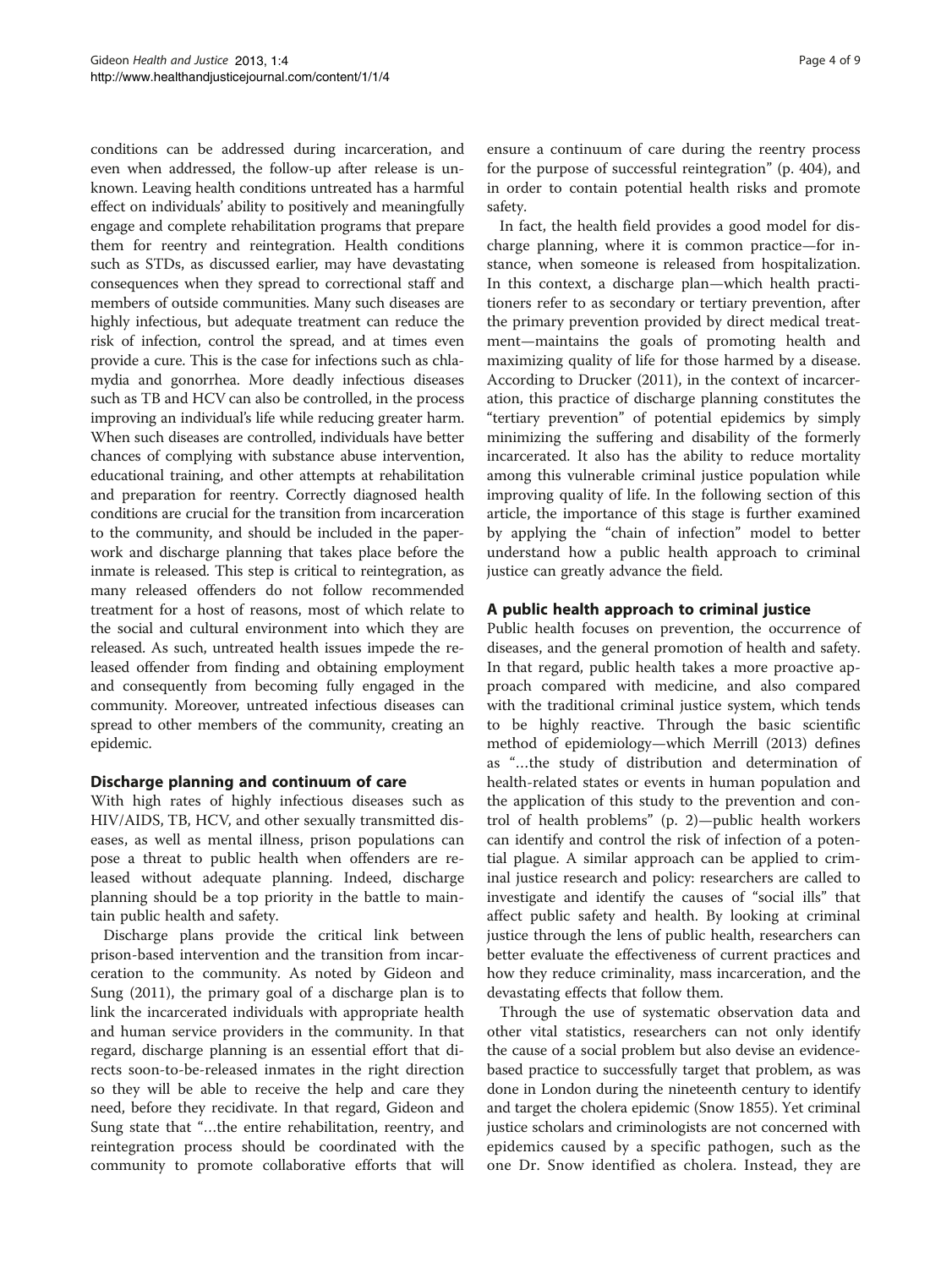conditions can be addressed during incarceration, and even when addressed, the follow-up after release is unknown. Leaving health conditions untreated has a harmful effect on individuals' ability to positively and meaningfully engage and complete rehabilitation programs that prepare them for reentry and reintegration. Health conditions such as STDs, as discussed earlier, may have devastating consequences when they spread to correctional staff and members of outside communities. Many such diseases are highly infectious, but adequate treatment can reduce the risk of infection, control the spread, and at times even provide a cure. This is the case for infections such as chlamydia and gonorrhea. More deadly infectious diseases such as TB and HCV can also be controlled, in the process improving an individual's life while reducing greater harm. When such diseases are controlled, individuals have better chances of complying with substance abuse intervention, educational training, and other attempts at rehabilitation and preparation for reentry. Correctly diagnosed health conditions are crucial for the transition from incarceration to the community, and should be included in the paperwork and discharge planning that takes place before the inmate is released. This step is critical to reintegration, as many released offenders do not follow recommended treatment for a host of reasons, most of which relate to the social and cultural environment into which they are released. As such, untreated health issues impede the released offender from finding and obtaining employment and consequently from becoming fully engaged in the community. Moreover, untreated infectious diseases can spread to other members of the community, creating an epidemic.

## Discharge planning and continuum of care

With high rates of highly infectious diseases such as HIV/AIDS, TB, HCV, and other sexually transmitted diseases, as well as mental illness, prison populations can pose a threat to public health when offenders are released without adequate planning. Indeed, discharge planning should be a top priority in the battle to maintain public health and safety.

Discharge plans provide the critical link between prison-based intervention and the transition from incarceration to the community. As noted by Gideon and Sung (2011), the primary goal of a discharge plan is to link the incarcerated individuals with appropriate health and human service providers in the community. In that regard, discharge planning is an essential effort that directs soon-to-be-released inmates in the right direction so they will be able to receive the help and care they need, before they recidivate. In that regard, Gideon and Sung state that "…the entire rehabilitation, reentry, and reintegration process should be coordinated with the community to promote collaborative efforts that will ensure a continuum of care during the reentry process for the purpose of successful reintegration" (p. 404), and in order to contain potential health risks and promote safety.

In fact, the health field provides a good model for discharge planning, where it is common practice—for instance, when someone is released from hospitalization. In this context, a discharge plan—which health practitioners refer to as secondary or tertiary prevention, after the primary prevention provided by direct medical treatment—maintains the goals of promoting health and maximizing quality of life for those harmed by a disease. According to Drucker (2011), in the context of incarceration, this practice of discharge planning constitutes the "tertiary prevention" of potential epidemics by simply minimizing the suffering and disability of the formerly incarcerated. It also has the ability to reduce mortality among this vulnerable criminal justice population while improving quality of life. In the following section of this article, the importance of this stage is further examined by applying the "chain of infection" model to better understand how a public health approach to criminal justice can greatly advance the field.

## A public health approach to criminal justice

Public health focuses on prevention, the occurrence of diseases, and the general promotion of health and safety. In that regard, public health takes a more proactive approach compared with medicine, and also compared with the traditional criminal justice system, which tends to be highly reactive. Through the basic scientific method of epidemiology—which Merrill (2013) defines as "…the study of distribution and determination of health-related states or events in human population and the application of this study to the prevention and control of health problems" (p. 2)—public health workers can identify and control the risk of infection of a potential plague. A similar approach can be applied to criminal justice research and policy: researchers are called to investigate and identify the causes of "social ills" that affect public safety and health. By looking at criminal justice through the lens of public health, researchers can better evaluate the effectiveness of current practices and how they reduce criminality, mass incarceration, and the devastating effects that follow them.

Through the use of systematic observation data and other vital statistics, researchers can not only identify the cause of a social problem but also devise an evidence-based practice to successfully target that problem, as was done in London during the nineteenth century to identify and target the cholera epidemic (Snow 1855). Yet criminal justice scholars and criminologists are not concerned with epidemics caused by a specific pathogen, such as the one Dr. Snow identified as cholera. Instead, they are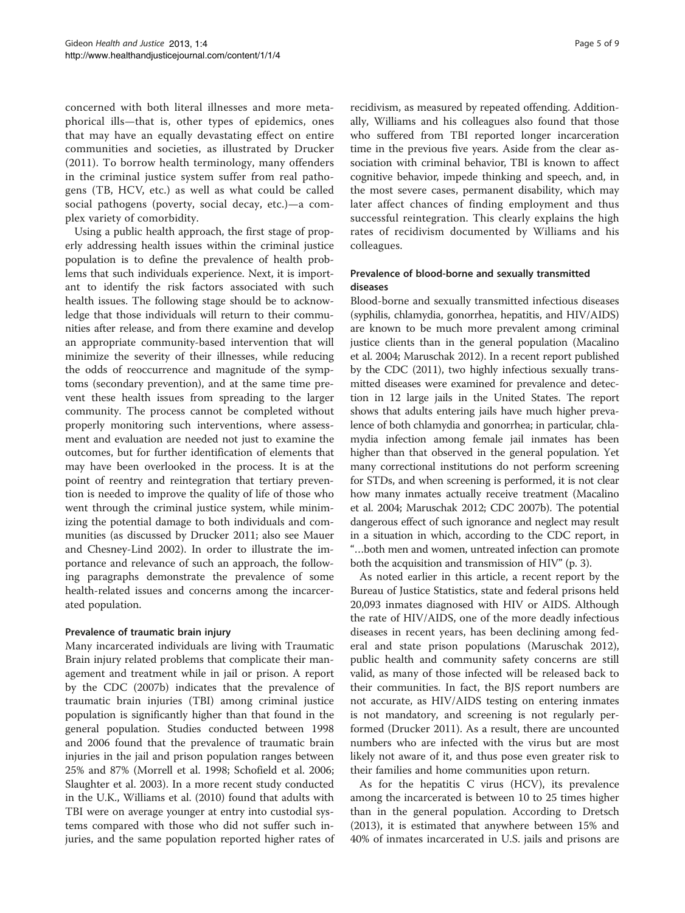concerned with both literal illnesses and more metaphorical ills—that is, other types of epidemics, ones that may have an equally devastating effect on entire communities and societies, as illustrated by Drucker (2011). To borrow health terminology, many offenders in the criminal justice system suffer from real pathogens (TB, HCV, etc.) as well as what could be called social pathogens (poverty, social decay, etc.)—a complex variety of comorbidity.

Using a public health approach, the first stage of properly addressing health issues within the criminal justice population is to define the prevalence of health problems that such individuals experience. Next, it is important to identify the risk factors associated with such health issues. The following stage should be to acknowledge that those individuals will return to their communities after release, and from there examine and develop an appropriate community-based intervention that will minimize the severity of their illnesses, while reducing the odds of reoccurrence and magnitude of the symptoms (secondary prevention), and at the same time prevent these health issues from spreading to the larger community. The process cannot be completed without properly monitoring such interventions, where assessment and evaluation are needed not just to examine the outcomes, but for further identification of elements that may have been overlooked in the process. It is at the point of reentry and reintegration that tertiary prevention is needed to improve the quality of life of those who went through the criminal justice system, while minimizing the potential damage to both individuals and communities (as discussed by Drucker 2011; also see Mauer and Chesney-Lind 2002). In order to illustrate the importance and relevance of such an approach, the following paragraphs demonstrate the prevalence of some health-related issues and concerns among the incarcerated population.

### Prevalence of traumatic brain injury

Many incarcerated individuals are living with Traumatic Brain injury related problems that complicate their management and treatment while in jail or prison. A report by the CDC (2007b) indicates that the prevalence of traumatic brain injuries (TBI) among criminal justice population is significantly higher than that found in the general population. Studies conducted between 1998 and 2006 found that the prevalence of traumatic brain injuries in the jail and prison population ranges between 25% and 87% (Morrell et al. 1998; Schofield et al. 2006; Slaughter et al. 2003). In a more recent study conducted in the U.K., Williams et al. (2010) found that adults with TBI were on average younger at entry into custodial systems compared with those who did not suffer such injuries, and the same population reported higher rates of recidivism, as measured by repeated offending. Additionally, Williams and his colleagues also found that those who suffered from TBI reported longer incarceration time in the previous five years. Aside from the clear association with criminal behavior, TBI is known to affect cognitive behavior, impede thinking and speech, and, in the most severe cases, permanent disability, which may later affect chances of finding employment and thus successful reintegration. This clearly explains the high rates of recidivism documented by Williams and his colleagues.

### Prevalence of blood-borne and sexually transmitted diseases

Blood-borne and sexually transmitted infectious diseases (syphilis, chlamydia, gonorrhea, hepatitis, and HIV/AIDS) are known to be much more prevalent among criminal justice clients than in the general population (Macalino et al. 2004; Maruschak 2012). In a recent report published by the CDC (2011), two highly infectious sexually transmitted diseases were examined for prevalence and detection in 12 large jails in the United States. The report shows that adults entering jails have much higher prevalence of both chlamydia and gonorrhea; in particular, chlamydia infection among female jail inmates has been higher than that observed in the general population. Yet many correctional institutions do not perform screening for STDs, and when screening is performed, it is not clear how many inmates actually receive treatment (Macalino et al. 2004; Maruschak 2012; CDC 2007b). The potential dangerous effect of such ignorance and neglect may result in a situation in which, according to the CDC report, in "…both men and women, untreated infection can promote both the acquisition and transmission of HIV" (p. 3).

As noted earlier in this article, a recent report by the Bureau of Justice Statistics, state and federal prisons held 20,093 inmates diagnosed with HIV or AIDS. Although the rate of HIV/AIDS, one of the more deadly infectious diseases in recent years, has been declining among federal and state prison populations (Maruschak 2012), public health and community safety concerns are still valid, as many of those infected will be released back to their communities. In fact, the BJS report numbers are not accurate, as HIV/AIDS testing on entering inmates is not mandatory, and screening is not regularly performed (Drucker 2011). As a result, there are uncounted numbers who are infected with the virus but are most likely not aware of it, and thus pose even greater risk to their families and home communities upon return.

As for the hepatitis C virus (HCV), its prevalence among the incarcerated is between 10 to 25 times higher than in the general population. According to Dretsch (2013), it is estimated that anywhere between 15% and 40% of inmates incarcerated in U.S. jails and prisons are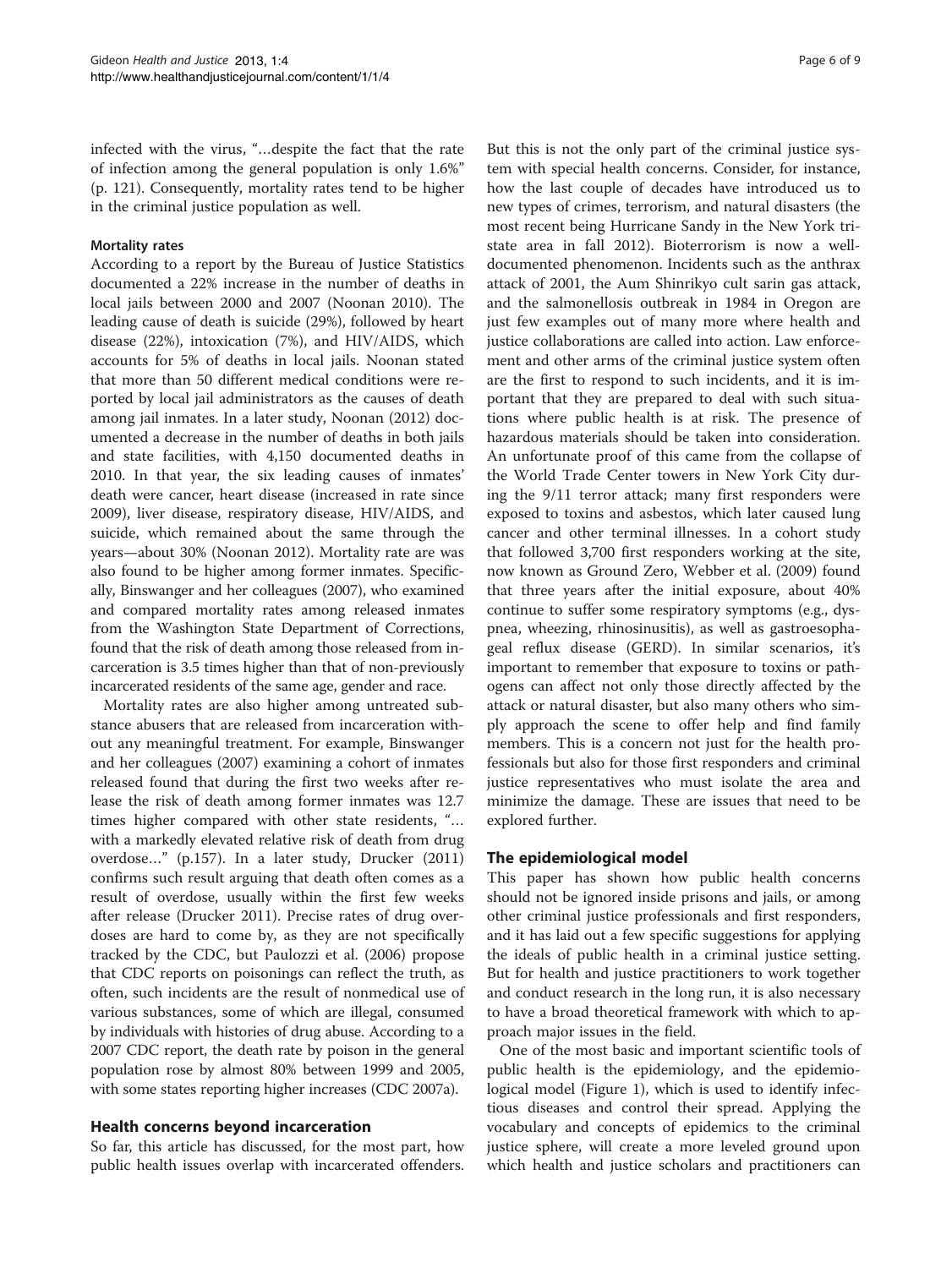infected with the virus, "…despite the fact that the rate of infection among the general population is only 1.6%" (p. 121). Consequently, mortality rates tend to be higher in the criminal justice population as well.

#### Mortality rates

According to a report by the Bureau of Justice Statistics documented a 22% increase in the number of deaths in local jails between 2000 and 2007 (Noonan 2010). The leading cause of death is suicide (29%), followed by heart disease (22%), intoxication (7%), and HIV/AIDS, which accounts for 5% of deaths in local jails. Noonan stated that more than 50 different medical conditions were reported by local jail administrators as the causes of death among jail inmates. In a later study, Noonan (2012) documented a decrease in the number of deaths in both jails and state facilities, with 4,150 documented deaths in 2010. In that year, the six leading causes of inmates' death were cancer, heart disease (increased in rate since 2009), liver disease, respiratory disease, HIV/AIDS, and suicide, which remained about the same through the years—about 30% (Noonan 2012). Mortality rate are was also found to be higher among former inmates. Specifically, Binswanger and her colleagues (2007), who examined and compared mortality rates among released inmates from the Washington State Department of Corrections, found that the risk of death among those released from incarceration is 3.5 times higher than that of non-previously incarcerated residents of the same age, gender and race.

Mortality rates are also higher among untreated substance abusers that are released from incarceration without any meaningful treatment. For example, Binswanger and her colleagues (2007) examining a cohort of inmates released found that during the first two weeks after release the risk of death among former inmates was 12.7 times higher compared with other state residents, "…with a markedly elevated relative risk of death from drug overdose…" (p.157). In a later study, Drucker (2011) confirms such result arguing that death often comes as a result of overdose, usually within the first few weeks after release (Drucker 2011). Precise rates of drug overdoses are hard to come by, as they are not specifically tracked by the CDC, but Paulozzi et al. (2006) propose that CDC reports on poisonings can reflect the truth, as often, such incidents are the result of nonmedical use of various substances, some of which are illegal, consumed by individuals with histories of drug abuse. According to a 2007 CDC report, the death rate by poison in the general population rose by almost 80% between 1999 and 2005, with some states reporting higher increases (CDC 2007a).

### Health concerns beyond incarceration

So far, this article has discussed, for the most part, how public health issues overlap with incarcerated offenders. But this is not the only part of the criminal justice system with special health concerns. Consider, for instance, how the last couple of decades have introduced us to new types of crimes, terrorism, and natural disasters (the most recent being Hurricane Sandy in the New York tri-state area in fall 2012). Bioterrorism is now a well-documented phenomenon. Incidents such as the anthrax attack of 2001, the Aum Shinrikyo cult sarin gas attack, and the salmonellosis outbreak in 1984 in Oregon are just few examples out of many more where health and justice collaborations are called into action. Law enforcement and other arms of the criminal justice system often are the first to respond to such incidents, and it is important that they are prepared to deal with such situations where public health is at risk. The presence of hazardous materials should be taken into consideration. An unfortunate proof of this came from the collapse of the World Trade Center towers in New York City during the 9/11 terror attack; many first responders were exposed to toxins and asbestos, which later caused lung cancer and other terminal illnesses. In a cohort study that followed 3,700 first responders working at the site, now known as Ground Zero, Webber et al. (2009) found that three years after the initial exposure, about 40% continue to suffer some respiratory symptoms (e.g., dyspnea, wheezing, rhinosinusitis), as well as gastroesophageal reflux disease (GERD). In similar scenarios, it's important to remember that exposure to toxins or pathogens can affect not only those directly affected by the attack or natural disaster, but also many others who simply approach the scene to offer help and find family members. This is a concern not just for the health professionals but also for those first responders and criminal justice representatives who must isolate the area and minimize the damage. These are issues that need to be explored further.

### The epidemiological model

This paper has shown how public health concerns should not be ignored inside prisons and jails, or among other criminal justice professionals and first responders, and it has laid out a few specific suggestions for applying the ideals of public health in a criminal justice setting. But for health and justice practitioners to work together and conduct research in the long run, it is also necessary to have a broad theoretical framework with which to approach major issues in the field.

One of the most basic and important scientific tools of public health is the epidemiology, and the epidemiological model (Figure 1), which is used to identify infectious diseases and control their spread. Applying the vocabulary and concepts of epidemics to the criminal justice sphere, will create a more leveled ground upon which health and justice scholars and practitioners can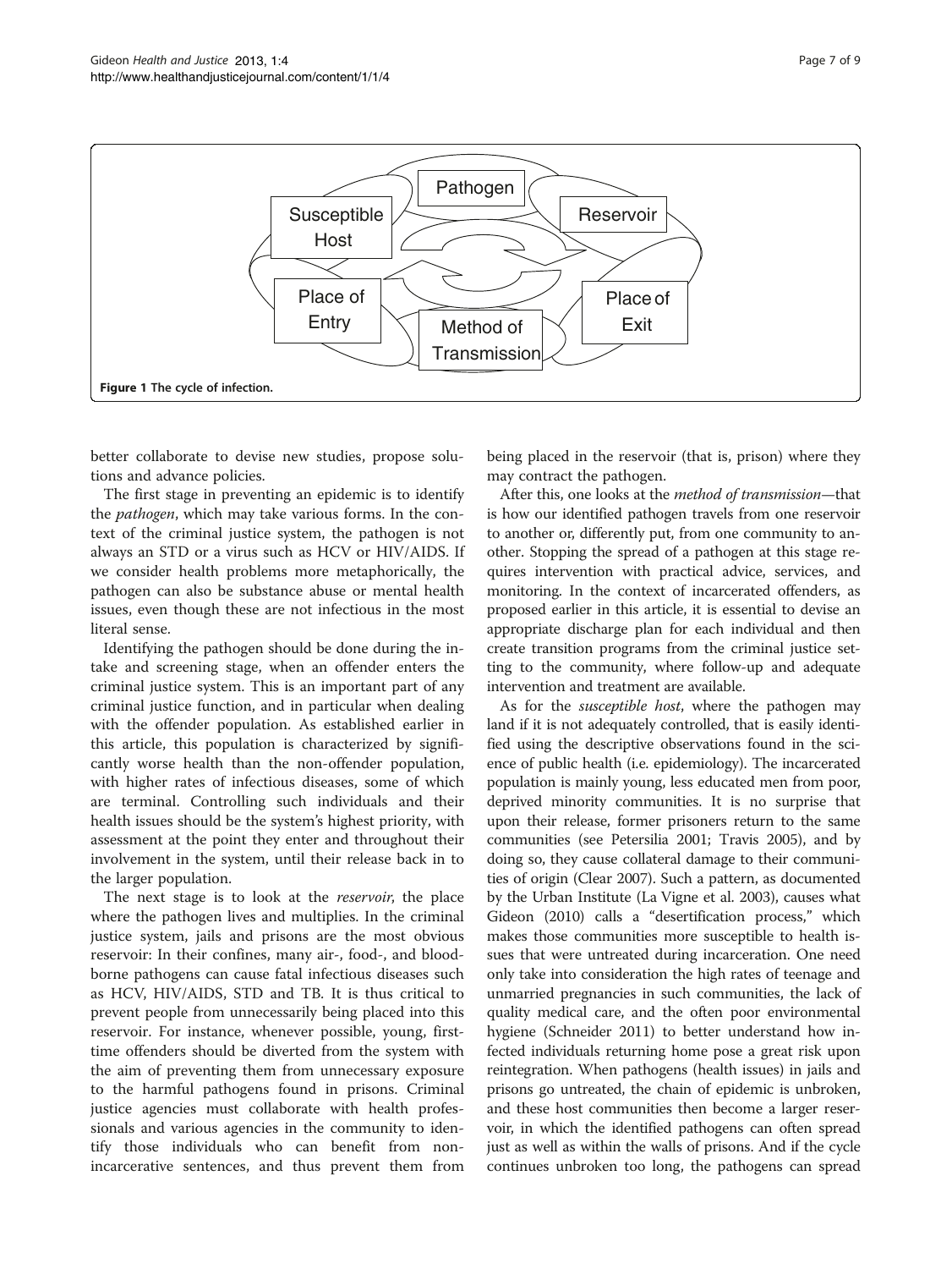Pathogen

Susceptible Host

Reservoir

Place of Entry

Method of Transmission

Place of Exit

**Figure 1 The cycle of infection.**

better collaborate to devise new studies, propose solutions and advance policies.

The first stage in preventing an epidemic is to identify the *pathogen*, which may take various forms. In the context of the criminal justice system, the pathogen is not always an STD or a virus such as HCV or HIV/AIDS. If we consider health problems more metaphorically, the pathogen can also be substance abuse or mental health issues, even though these are not infectious in the most literal sense.

Identifying the pathogen should be done during the intake and screening stage, when an offender enters the criminal justice system. This is an important part of any criminal justice function, and in particular when dealing with the offender population. As established earlier in this article, this population is characterized by significantly worse health than the non-offender population, with higher rates of infectious diseases, some of which are terminal. Controlling such individuals and their health issues should be the system's highest priority, with assessment at the point they enter and throughout their involvement in the system, until their release back in to the larger population.

The next stage is to look at the *reservoir*, the place where the pathogen lives and multiplies. In the criminal justice system, jails and prisons are the most obvious reservoir: In their confines, many air-, food-, and blood-borne pathogens can cause fatal infectious diseases such as HCV, HIV/AIDS, STD and TB. It is thus critical to prevent people from unnecessarily being placed into this reservoir. For instance, whenever possible, young, first-time offenders should be diverted from the system with the aim of preventing them from unnecessary exposure to the harmful pathogens found in prisons. Criminal justice agencies must collaborate with health professionals and various agencies in the community to identify those individuals who can benefit from non-incarcerative sentences, and thus prevent them from being placed in the reservoir (that is, prison) where they may contract the pathogen.

After this, one looks at the *method of transmission*—that is how our identified pathogen travels from one reservoir to another or, differently put, from one community to another. Stopping the spread of a pathogen at this stage requires intervention with practical advice, services, and monitoring. In the context of incarcerated offenders, as proposed earlier in this article, it is essential to devise an appropriate discharge plan for each individual and then create transition programs from the criminal justice setting to the community, where follow-up and adequate intervention and treatment are available.

As for the *susceptible host*, where the pathogen may land if it is not adequately controlled, that is easily identified using the descriptive observations found in the science of public health (i.e. epidemiology). The incarcerated population is mainly young, less educated men from poor, deprived minority communities. It is no surprise that upon their release, former prisoners return to the same communities (see Petersilia 2001; Travis 2005), and by doing so, they cause collateral damage to their communities of origin (Clear 2007). Such a pattern, as documented by the Urban Institute (La Vigne et al. 2003), causes what Gideon (2010) calls a "desertification process," which makes those communities more susceptible to health issues that were untreated during incarceration. One need only take into consideration the high rates of teenage and unmarried pregnancies in such communities, the lack of quality medical care, and the often poor environmental hygiene (Schneider 2011) to better understand how infected individuals returning home pose a great risk upon reintegration. When pathogens (health issues) in jails and prisons go untreated, the chain of epidemic is unbroken, and these host communities then become a larger reservoir, in which the identified pathogens can often spread just as well as within the walls of prisons. And if the cycle continues unbroken too long, the pathogens can spread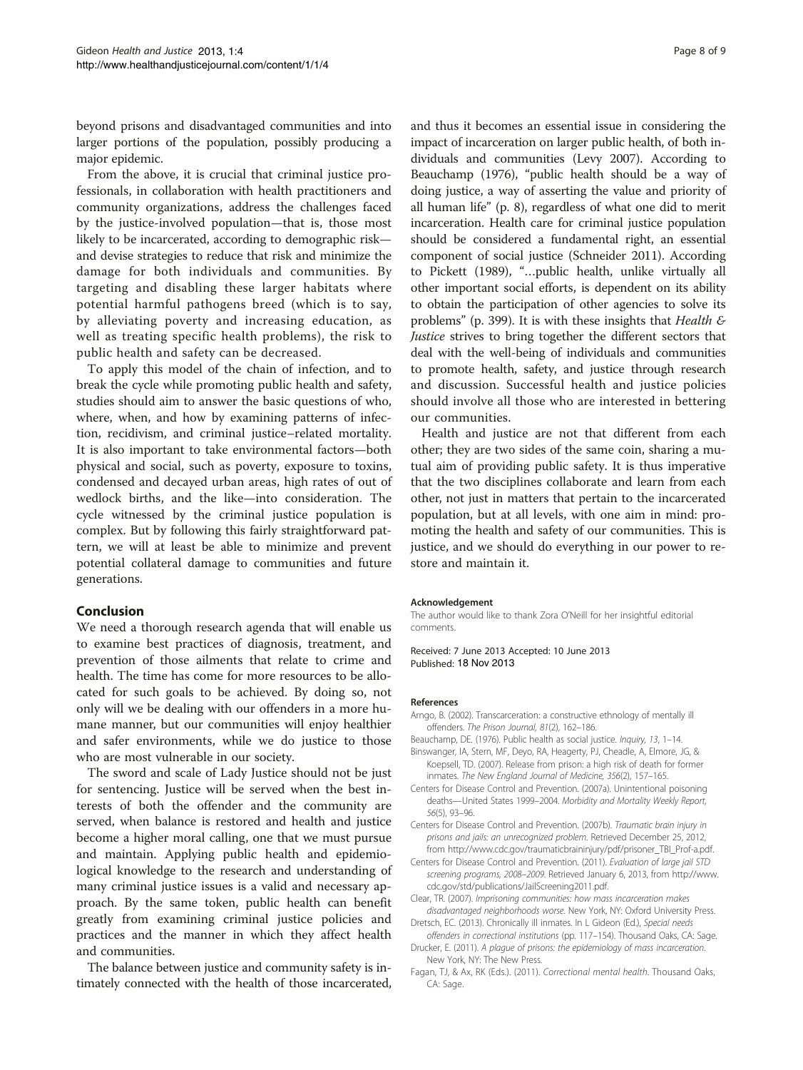beyond prisons and disadvantaged communities and into larger portions of the population, possibly producing a major epidemic.

From the above, it is crucial that criminal justice professionals, in collaboration with health practitioners and community organizations, address the challenges faced by the justice-involved population—that is, those most likely to be incarcerated, according to demographic risk—and devise strategies to reduce that risk and minimize the damage for both individuals and communities. By targeting and disabling these larger habitats where potential harmful pathogens breed (which is to say, by alleviating poverty and increasing education, as well as treating specific health problems), the risk to public health and safety can be decreased.

To apply this model of the chain of infection, and to break the cycle while promoting public health and safety, studies should aim to answer the basic questions of who, where, when, and how by examining patterns of infection, recidivism, and criminal justice–related mortality. It is also important to take environmental factors—both physical and social, such as poverty, exposure to toxins, condensed and decayed urban areas, high rates of out of wedlock births, and the like—into consideration. The cycle witnessed by the criminal justice population is complex. But by following this fairly straightforward pattern, we will at least be able to minimize and prevent potential collateral damage to communities and future generations.

## Conclusion

We need a thorough research agenda that will enable us to examine best practices of diagnosis, treatment, and prevention of those ailments that relate to crime and health. The time has come for more resources to be allocated for such goals to be achieved. By doing so, not only will we be dealing with our offenders in a more humane manner, but our communities will enjoy healthier and safer environments, while we do justice to those who are most vulnerable in our society.

The sword and scale of Lady Justice should not be just for sentencing. Justice will be served when the best interests of both the offender and the community are served, when balance is restored and health and justice become a higher moral calling, one that we must pursue and maintain. Applying public health and epidemiological knowledge to the research and understanding of many criminal justice issues is a valid and necessary approach. By the same token, public health can benefit greatly from examining criminal justice policies and practices and the manner in which they affect health and communities.

The balance between justice and community safety is intimately connected with the health of those incarcerated, and thus it becomes an essential issue in considering the impact of incarceration on larger public health, of both individuals and communities (Levy 2007). According to Beauchamp (1976), "public health should be a way of doing justice, a way of asserting the value and priority of all human life" (p. 8), regardless of what one did to merit incarceration. Health care for criminal justice population should be considered a fundamental right, an essential component of social justice (Schneider 2011). According to Pickett (1989), "…public health, unlike virtually all other important social efforts, is dependent on its ability to obtain the participation of other agencies to solve its problems" (p. 399). It is with these insights that *Health & Justice* strives to bring together the different sectors that deal with the well-being of individuals and communities to promote health, safety, and justice through research and discussion. Successful health and justice policies should involve all those who are interested in bettering our communities.

Health and justice are not that different from each other; they are two sides of the same coin, sharing a mutual aim of providing public safety. It is thus imperative that the two disciplines collaborate and learn from each other, not just in matters that pertain to the incarcerated population, but at all levels, with one aim in mind: promoting the health and safety of our communities. This is justice, and we should do everything in our power to restore and maintain it.

#### Acknowledgement

The author would like to thank Zora O'Neill for her insightful editorial comments.

Received: 7 June 2013 Accepted: 10 June 2013
Published: 18 Nov 2013

#### References

Arrigo, B. (2002). Transcarceration: a constructive ethnology of mentally ill offenders. *The Prison Journal, 81*(2), 162–186.

Beauchamp, DE. (1976). Public health as social justice. *Inquiry, 13*, 1–14.

Binswanger, IA, Stern, MF, Deyo, RA, Heagerty, PJ, Cheadle, A, Elmore, JG, & Koepsell, TD. (2007). Release from prison: a high risk of death for former inmates. *The New England Journal of Medicine, 356*(2), 157–165.

Centers for Disease Control and Prevention. (2007a). Unintentional poisoning deaths—United States 1999–2004. *Morbidity and Mortality Weekly Report, 56*(5), 93–96.

Centers for Disease Control and Prevention. (2007b). *Traumatic brain injury in prisons and jails: an unrecognized problem*. Retrieved December 25, 2012, from http://www.cdc.gov/traumaticbraininjury/pdf/prisoner_TBI_Prof-a.pdf.

Centers for Disease Control and Prevention. (2011). *Evaluation of large jail STD screening programs, 2008–2009*. Retrieved January 6, 2013, from http://www.cdc.gov/std/publications/JailScreening2011.pdf.

Clear, TR. (2007). *Imprisoning communities: how mass incarceration makes disadvantaged neighborhoods worse*. New York, NY: Oxford University Press.

Dretsch, EC. (2013). Chronically ill inmates. In L Gideon (Ed.), *Special needs offenders in correctional institutions* (pp. 117–154). Thousand Oaks, CA: Sage.

Drucker, E. (2011). *A plague of prisons: the epidemiology of mass incarceration*. New York, NY: The New Press.

Fagan, TJ, & Ax, RK (Eds.). (2011). *Correctional mental health*. Thousand Oaks, CA: Sage.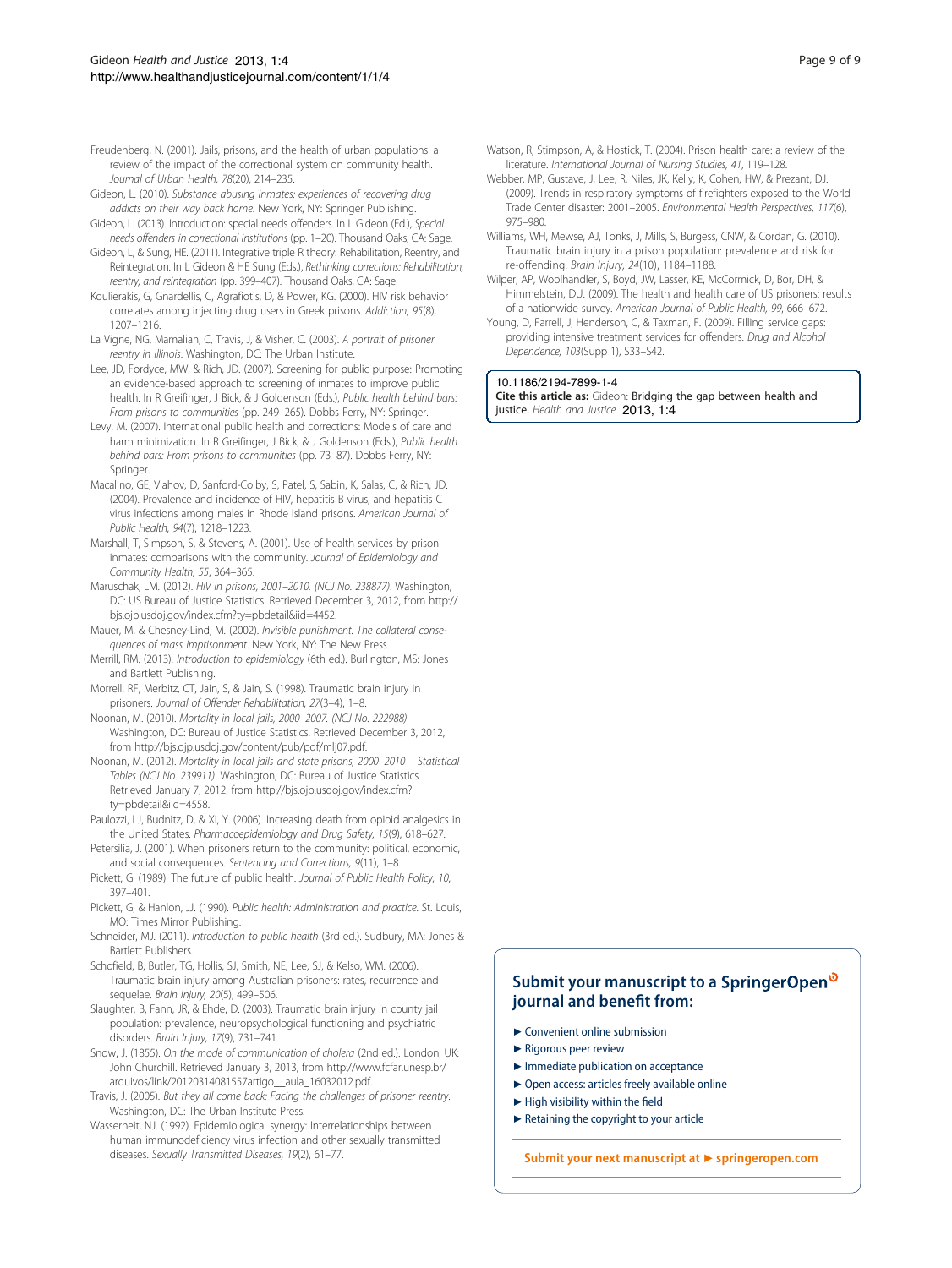Freudenberg, N. (2001). Jails, prisons, and the health of urban populations: a review of the impact of the correctional system on community health. *Journal of Urban Health, 78*(20), 214–235.

Gideon, L. (2010). *Substance abusing inmates: experiences of recovering drug addicts on their way back home*. New York, NY: Springer Publishing.

Gideon, L. (2013). Introduction: special needs offenders. In L Gideon (Ed.), *Special needs offenders in correctional institutions* (pp. 1–20). Thousand Oaks, CA: Sage.

Gideon, L, & Sung, HE. (2011). Integrative triple R theory: Rehabilitation, Reentry, and Reintegration. In L Gideon & HE Sung (Eds.), *Rethinking corrections: Rehabilitation, reentry, and reintegration* (pp. 399–407). Thousand Oaks, CA: Sage.

Koulierakis, G, Gnardellis, C, Agrafiotis, D, & Power, KG. (2000). HIV risk behavior correlates among injecting drug users in Greek prisons. *Addiction, 95*(8), 1207–1216.

La Vigne, NG, Mamalian, C, Travis, J, & Visher, C. (2003). *A portrait of prisoner reentry in Illinois*. Washington, DC: The Urban Institute.

Lee, JD, Fordyce, MW, & Rich, JD. (2007). Screening for public purpose: Promoting an evidence-based approach to screening of inmates to improve public health. In R Greifinger, J Bick, & J Goldenson (Eds.), *Public health behind bars: From prisons to communities* (pp. 249–265). Dobbs Ferry, NY: Springer.

Levy, M. (2007). International public health and corrections: Models of care and harm minimization. In R Greifinger, J Bick, & J Goldenson (Eds.), *Public health behind bars: From prisons to communities* (pp. 73–87). Dobbs Ferry, NY: Springer.

Macalino, GE, Vlahov, D, Sanford-Colby, S, Patel, S, Sabin, K, Salas, C, & Rich, JD. (2004). Prevalence and incidence of HIV, hepatitis B virus, and hepatitis C virus infections among males in Rhode Island prisons. *American Journal of Public Health, 94*(7), 1218–1223.

Marshall, T, Simpson, S, & Stevens, A. (2001). Use of health services by prison inmates: comparisons with the community. *Journal of Epidemiology and Community Health, 55*, 364–365.

Maruschak, LM. (2012). *HIV in prisons, 2001–2010. (NCJ No. 238877)*. Washington, DC: US Bureau of Justice Statistics. Retrieved December 3, 2012, from http://bjs.ojp.usdoj.gov/index.cfm?ty=pbdetail&iid=4452.

Mauer, M, & Chesney-Lind, M. (2002). *Invisible punishment: The collateral consequences of mass imprisonment*. New York, NY: The New Press.

Merrill, RM. (2013). *Introduction to epidemiology* (6th ed.). Burlington, MS: Jones and Bartlett Publishing.

Morrell, RF, Merbitz, CT, Jain, S, & Jain, S. (1998). Traumatic brain injury in prisoners. *Journal of Offender Rehabilitation, 27*(3–4), 1–8.

Noonan, M. (2010). *Mortality in local jails, 2000–2007. (NCJ No. 222988)*. Washington, DC: Bureau of Justice Statistics. Retrieved December 3, 2012, from http://bjs.ojp.usdoj.gov/content/pub/pdf/mlj07.pdf.

Noonan, M. (2012). *Mortality in local jails and state prisons, 2000–2010 – Statistical Tables (NCJ No. 239911)*. Washington, DC: Bureau of Justice Statistics. Retrieved January 7, 2012, from http://bjs.ojp.usdoj.gov/index.cfm?ty=pbdetail&iid=4558.

Paulozzi, LJ, Budnitz, D, & Xi, Y. (2006). Increasing death from opioid analgesics in the United States. *Pharmacoepidemiology and Drug Safety, 15*(9), 618–627.

Petersilia, J. (2001). When prisoners return to the community: political, economic, and social consequences. *Sentencing and Corrections, 9*(11), 1–8.

Pickett, G. (1989). The future of public health. *Journal of Public Health Policy, 10*, 397–401.

Pickett, G, & Hanlon, JJ. (1990). *Public health: Administration and practice*. St. Louis, MO: Times Mirror Publishing.

Schneider, MJ. (2011). *Introduction to public health* (3rd ed.). Sudbury, MA: Jones & Bartlett Publishers.

Schofield, B, Butler, TG, Hollis, SJ, Smith, NE, Lee, SJ, & Kelso, WM. (2006). Traumatic brain injury among Australian prisoners: rates, recurrence and sequelae. *Brain Injury, 20*(5), 499–506.

Slaughter, B, Fann, JR, & Ehde, D. (2003). Traumatic brain injury in county jail population: prevalence, neuropsychological functioning and psychiatric disorders. *Brain Injury, 17*(9), 731–741.

Snow, J. (1855). *On the mode of communication of cholera* (2nd ed.). London, UK: John Churchill. Retrieved January 3, 2013, from http://www.fcfar.unesp.br/arquivos/link/20120314081557artigo__aula_16032012.pdf.

Travis, J. (2005). *But they all come back: Facing the challenges of prisoner reentry*. Washington, DC: The Urban Institute Press.

Wasserheit, NJ. (1992). Epidemiological synergy: Interrelationships between human immunodeficiency virus infection and other sexually transmitted diseases. *Sexually Transmitted Diseases, 19*(2), 61–77.

Watson, R, Stimpson, A, & Hostick, T. (2004). Prison health care: a review of the literature. *International Journal of Nursing Studies, 41*, 119–128.

Webber, MP, Gustave, J, Lee, R, Niles, JK, Kelly, K, Cohen, HW, & Prezant, DJ. (2009). Trends in respiratory symptoms of firefighters exposed to the World Trade Center disaster: 2001–2005. *Environmental Health Perspectives, 117*(6), 975–980.

Williams, WH, Mewse, AJ, Tonks, J, Mills, S, Burgess, CNW, & Cordan, G. (2010). Traumatic brain injury in a prison population: prevalence and risk for re-offending. *Brain Injury, 24*(10), 1184–1188.

Wilper, AP, Woolhandler, S, Boyd, JW, Lasser, KE, McCormick, D, Bor, DH, & Himmelstein, DU. (2009). The health and health care of US prisoners: results of a nationwide survey. *American Journal of Public Health, 99*, 666–672.

Young, D, Farrell, J, Henderson, C, & Taxman, F. (2009). Filling service gaps: providing intensive treatment services for offenders. *Drug and Alcohol Dependence, 103*(Supp 1), S33–S42.

10.1186/2194-7899-1-4

**Cite this article as:** Gideon: Bridging the gap between health and justice. *Health and Justice* 2013, 1:4

**Submit your manuscript to a SpringerOpen journal and benefit from:**

- ► Convenient online submission
- ► Rigorous peer review
- ► Immediate publication on acceptance
- ► Open access: articles freely available online
- ► High visibility within the field
- ► Retaining the copyright to your article

**Submit your next manuscript at ► springeropen.com**